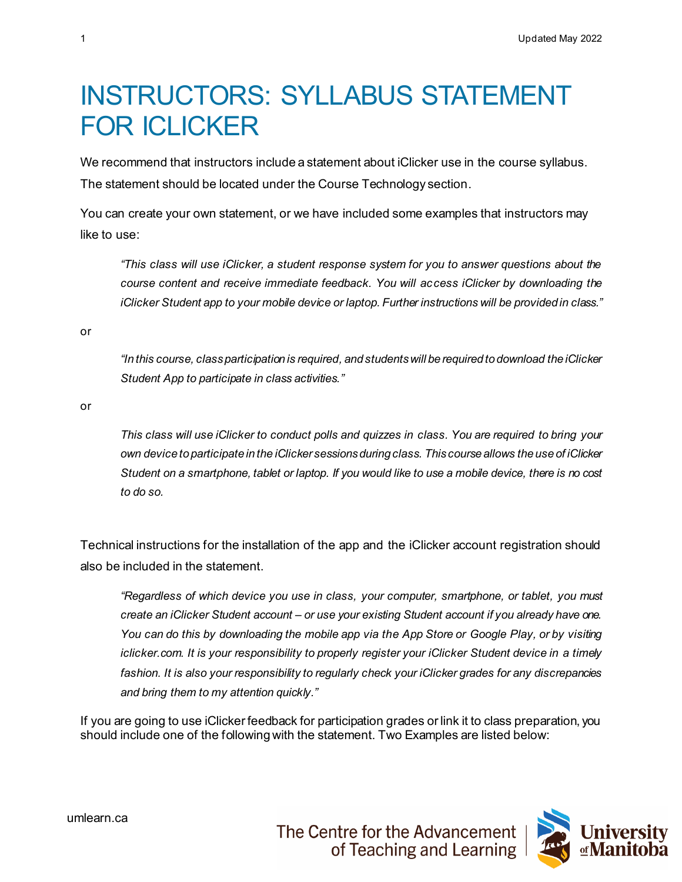# INSTRUCTORS: SYLLABUS STATEMENT FOR ICLICKER

We recommend that instructors include a statement about iClicker use in the course syllabus. The statement should be located under the Course Technology section.

You can create your own statement, or we have included some examples that instructors may like to use:

> *"This class will use iClicker, a student response system for you to answer questions about the course content and receive immediate feedback. You will access iClicker by downloading the iClicker Student app to your mobile device or laptop. Further instructions will be provided in class."*

or

> *"In this course, class participation is required, and students will be required to download the iClicker Student App to participate in class activities."*

or

> *This class will use iClicker to conduct polls and quizzes in class. You are required to bring your own device to participate in the iClicker sessions during class. This course allows the use of iClicker Student on a smartphone, tablet or laptop. If you would like to use a mobile device, there is no cost to do so.*

Technical instructions for the installation of the app and the iClicker account registration should also be included in the statement.

> *"Regardless of which device you use in class, your computer, smartphone, or tablet, you must create an iClicker Student account – or use your existing Student account if you already have one. You can do this by downloading the mobile app via the App Store or Google Play, or by visiting iclicker.com. It is your responsibility to properly register your iClicker Student device in a timely fashion. It is also your responsibility to regularly check your iClicker grades for any discrepancies and bring them to my attention quickly."*

If you are going to use iClicker feedback for participation grades or link it to class preparation, you should include one of the following with the statement. Two Examples are listed below: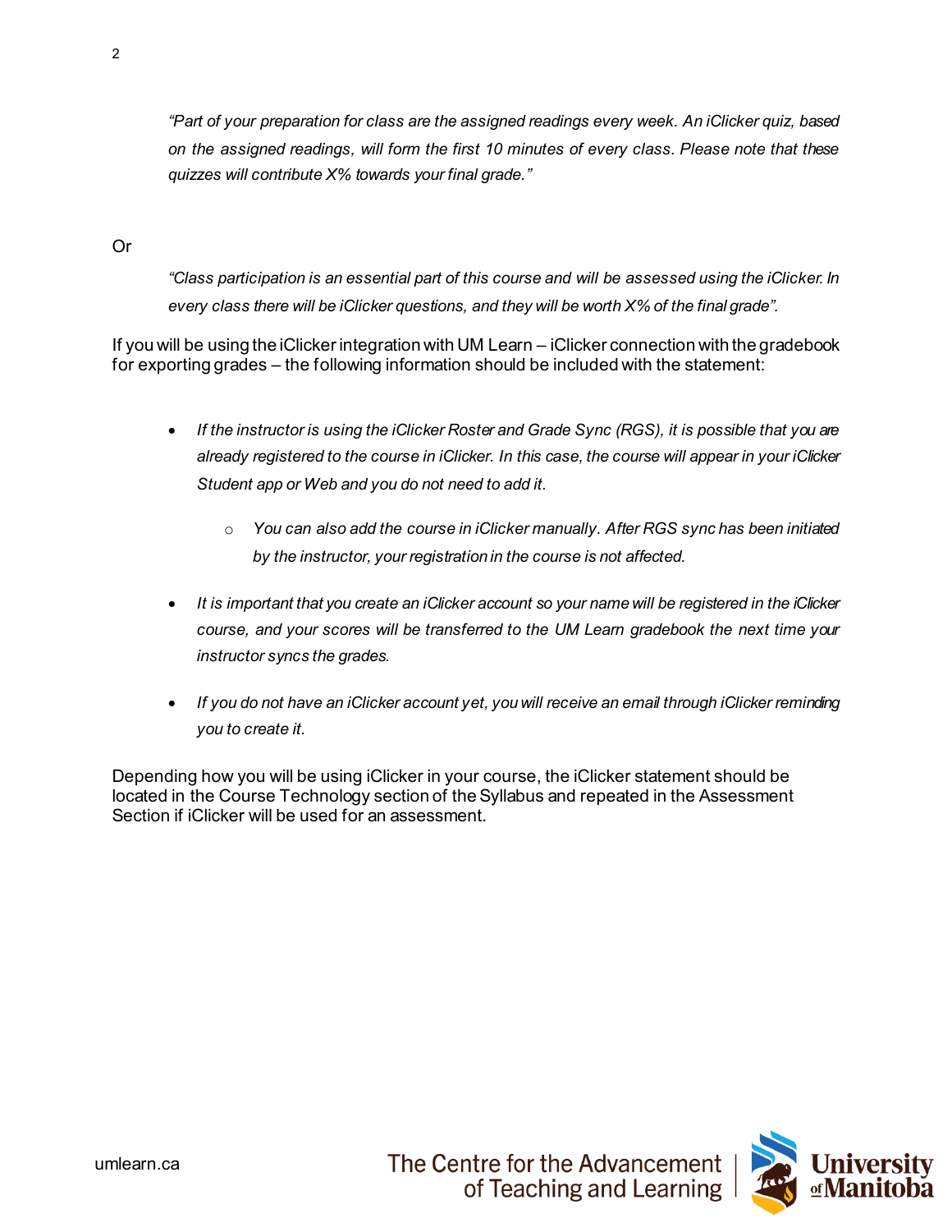*"Part of your preparation for class are the assigned readings every week. An iClicker quiz, based on the assigned readings, will form the first 10 minutes of every class. Please note that these quizzes will contribute X% towards your final grade."*

Or

*"Class participation is an essential part of this course and will be assessed using the iClicker. In every class there will be iClicker questions, and they will be worth X% of the final grade".*

If you will be using the iClicker integration with UM Learn – iClicker connection with the gradebook for exporting grades – the following information should be included with the statement:

- *If the instructor is using the iClicker Roster and Grade Sync (RGS), it is possible that you are already registered to the course in iClicker. In this case, the course will appear in your iClicker Student app or Web and you do not need to add it.*
    - *You can also add the course in iClicker manually. After RGS sync has been initiated by the instructor, your registration in the course is not affected.*
- *It is important that you create an iClicker account so your name will be registered in the iClicker course, and your scores will be transferred to the UM Learn gradebook the next time your instructor syncs the grades.*
- *If you do not have an iClicker account yet, you will receive an email through iClicker reminding you to create it.*

Depending how you will be using iClicker in your course, the iClicker statement should be located in the Course Technology section of the Syllabus and repeated in the Assessment Section if iClicker will be used for an assessment.